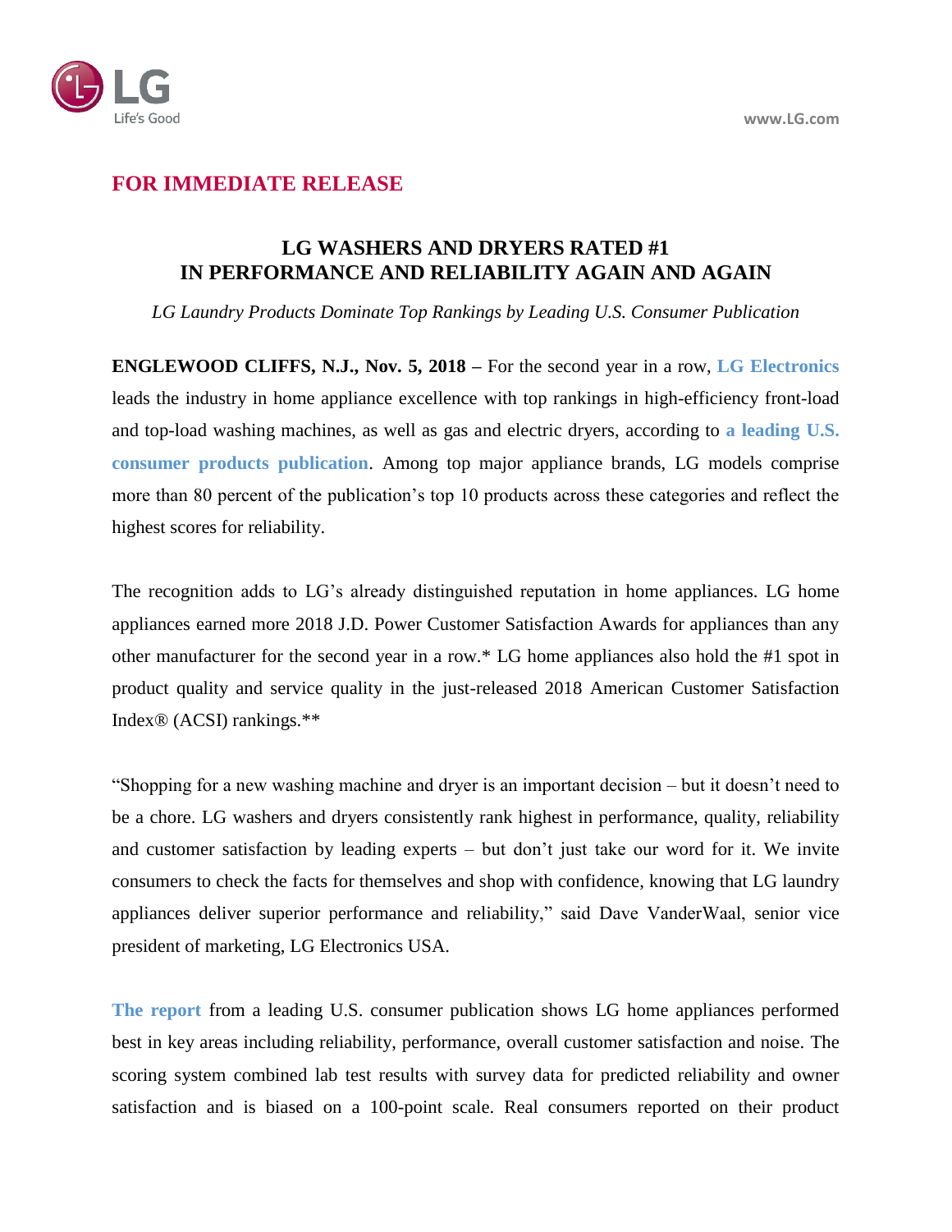**FOR IMMEDIATE RELEASE**

# LG WASHERS AND DRYERS RATED #1 IN PERFORMANCE AND RELIABILITY AGAIN AND AGAIN

*LG Laundry Products Dominate Top Rankings by Leading U.S. Consumer Publication*

**ENGLEWOOD CLIFFS, N.J., Nov. 5, 2018 –** For the second year in a row, **LG Electronics** leads the industry in home appliance excellence with top rankings in high-efficiency front-load and top-load washing machines, as well as gas and electric dryers, according to **a leading U.S. consumer products publication**. Among top major appliance brands, LG models comprise more than 80 percent of the publication's top 10 products across these categories and reflect the highest scores for reliability.

The recognition adds to LG's already distinguished reputation in home appliances. LG home appliances earned more 2018 J.D. Power Customer Satisfaction Awards for appliances than any other manufacturer for the second year in a row.* LG home appliances also hold the #1 spot in product quality and service quality in the just-released 2018 American Customer Satisfaction Index® (ACSI) rankings.**

"Shopping for a new washing machine and dryer is an important decision – but it doesn't need to be a chore. LG washers and dryers consistently rank highest in performance, quality, reliability and customer satisfaction by leading experts – but don't just take our word for it. We invite consumers to check the facts for themselves and shop with confidence, knowing that LG laundry appliances deliver superior performance and reliability," said Dave VanderWaal, senior vice president of marketing, LG Electronics USA.

**The report** from a leading U.S. consumer publication shows LG home appliances performed best in key areas including reliability, performance, overall customer satisfaction and noise. The scoring system combined lab test results with survey data for predicted reliability and owner satisfaction and is biased on a 100-point scale. Real consumers reported on their product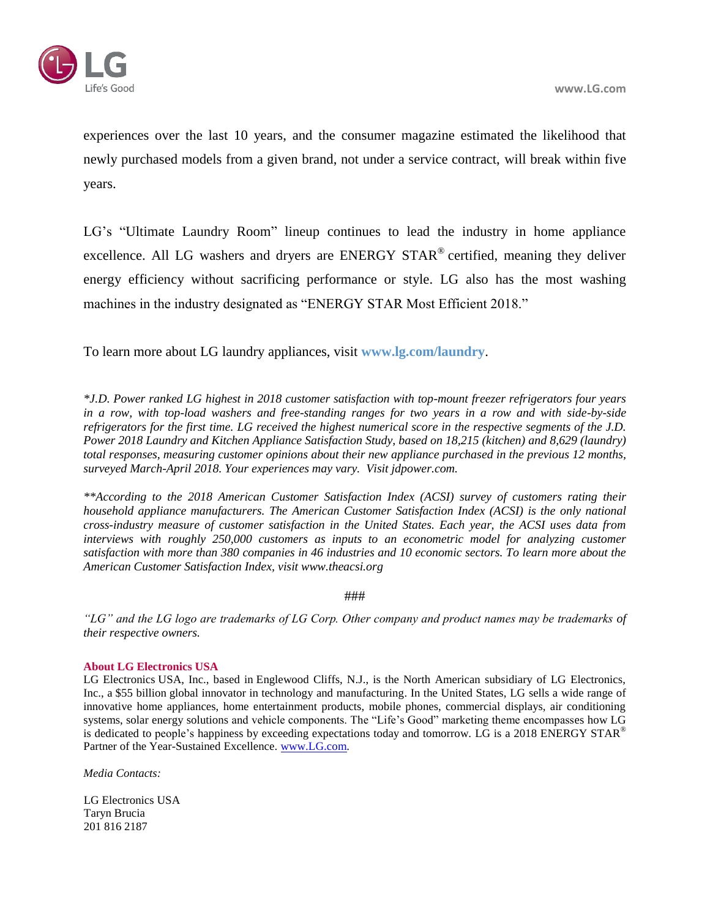experiences over the last 10 years, and the consumer magazine estimated the likelihood that newly purchased models from a given brand, not under a service contract, will break within five years.

LG's "Ultimate Laundry Room" lineup continues to lead the industry in home appliance excellence. All LG washers and dryers are ENERGY STAR® certified, meaning they deliver energy efficiency without sacrificing performance or style. LG also has the most washing machines in the industry designated as "ENERGY STAR Most Efficient 2018."

To learn more about LG laundry appliances, visit **www.lg.com/laundry**.

*\*J.D. Power ranked LG highest in 2018 customer satisfaction with top-mount freezer refrigerators four years in a row, with top-load washers and free-standing ranges for two years in a row and with side-by-side refrigerators for the first time. LG received the highest numerical score in the respective segments of the J.D. Power 2018 Laundry and Kitchen Appliance Satisfaction Study, based on 18,215 (kitchen) and 8,629 (laundry) total responses, measuring customer opinions about their new appliance purchased in the previous 12 months, surveyed March-April 2018. Your experiences may vary. Visit jdpower.com.*

*\*\*According to the 2018 American Customer Satisfaction Index (ACSI) survey of customers rating their household appliance manufacturers. The American Customer Satisfaction Index (ACSI) is the only national cross-industry measure of customer satisfaction in the United States. Each year, the ACSI uses data from interviews with roughly 250,000 customers as inputs to an econometric model for analyzing customer satisfaction with more than 380 companies in 46 industries and 10 economic sectors. To learn more about the American Customer Satisfaction Index, visit www.theacsi.org*

###

*"LG" and the LG logo are trademarks of LG Corp. Other company and product names may be trademarks of their respective owners.*

**About LG Electronics USA**

LG Electronics USA, Inc., based in Englewood Cliffs, N.J., is the North American subsidiary of LG Electronics, Inc., a $55 billion global innovator in technology and manufacturing. In the United States, LG sells a wide range of innovative home appliances, home entertainment products, mobile phones, commercial displays, air conditioning systems, solar energy solutions and vehicle components. The "Life's Good" marketing theme encompasses how LG is dedicated to people's happiness by exceeding expectations today and tomorrow. LG is a 2018 ENERGY STAR® Partner of the Year-Sustained Excellence. www.LG.com.

*Media Contacts:*

LG Electronics USA
Taryn Brucia
201 816 2187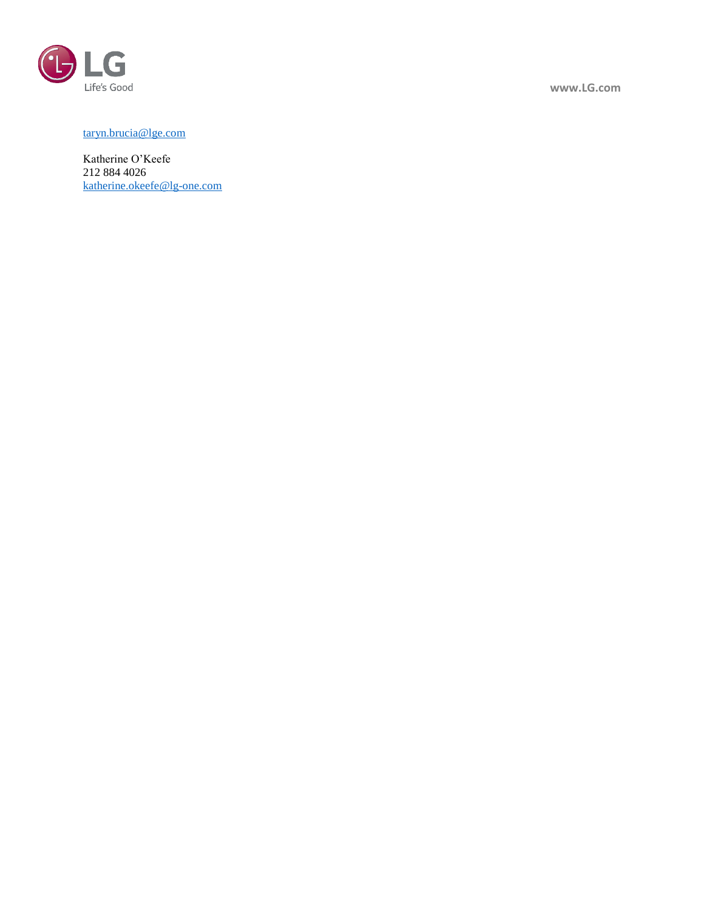taryn.brucia@lge.com

Katherine O'Keefe
212 884 4026
katherine.okeefe@lg-one.com